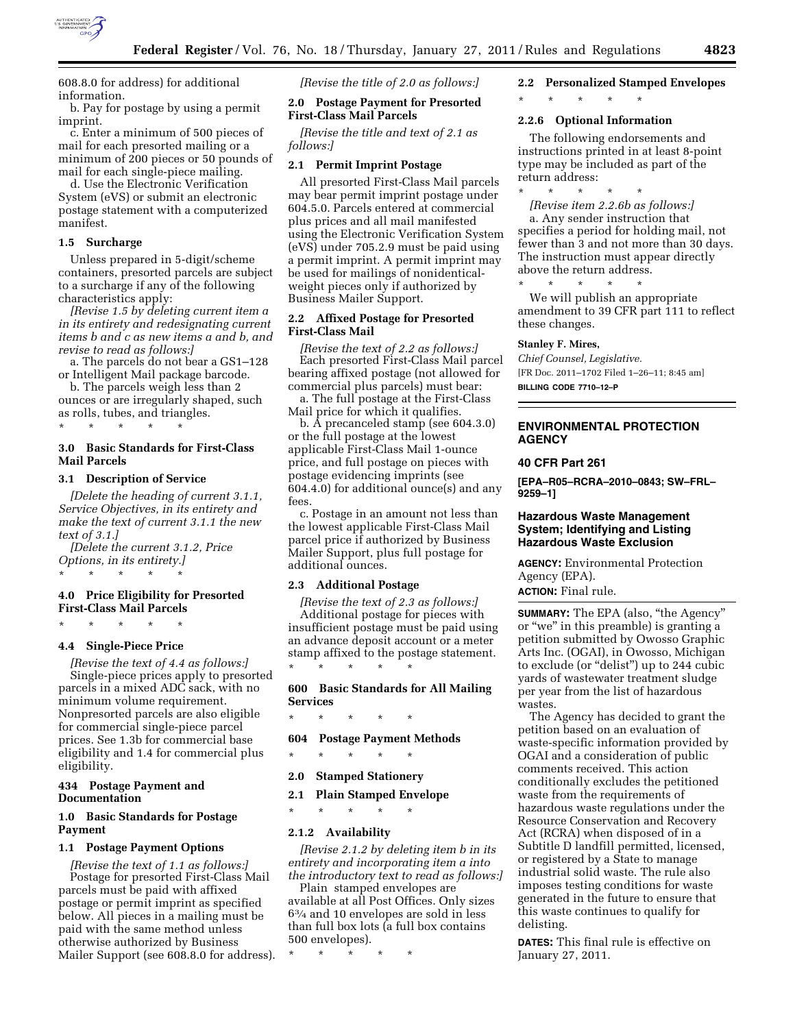608.8.0 for address) for additional information.

b. Pay for postage by using a permit imprint.

c. Enter a minimum of 500 pieces of mail for each presorted mailing or a minimum of 200 pieces or 50 pounds of mail for each single-piece mailing.

d. Use the Electronic Verification System (eVS) or submit an electronic postage statement with a computerized manifest.

**1.5 Surcharge**

Unless prepared in 5-digit/scheme containers, presorted parcels are subject to a surcharge if any of the following characteristics apply:

*[Revise 1.5 by deleting current item a in its entirety and redesignating current items b and c as new items a and b, and revise to read as follows:]*

a. The parcels do not bear a GS1–128 or Intelligent Mail package barcode.

b. The parcels weigh less than 2 ounces or are irregularly shaped, such as rolls, tubes, and triangles.

\* \* \* \* \*

**3.0 Basic Standards for First-Class Mail Parcels**

**3.1 Description of Service**

*[Delete the heading of current 3.1.1, Service Objectives, in its entirety and make the text of current 3.1.1 the new text of 3.1.]*

*[Delete the current 3.1.2, Price Options, in its entirety.]*

\* \* \* \* \*

**4.0 Price Eligibility for Presorted First-Class Mail Parcels**

\* \* \* \* \*

**4.4 Single-Piece Price**

*[Revise the text of 4.4 as follows:]*

Single-piece prices apply to presorted parcels in a mixed ADC sack, with no minimum volume requirement. Nonpresorted parcels are also eligible for commercial single-piece parcel prices. See 1.3b for commercial base eligibility and 1.4 for commercial plus eligibility.

**434 Postage Payment and Documentation**

**1.0 Basic Standards for Postage Payment**

**1.1 Postage Payment Options**

*[Revise the text of 1.1 as follows:]*

Postage for presorted First-Class Mail parcels must be paid with affixed postage or permit imprint as specified below. All pieces in a mailing must be paid with the same method unless otherwise authorized by Business Mailer Support (see 608.8.0 for address).

*[Revise the title of 2.0 as follows:]*

**2.0 Postage Payment for Presorted First-Class Mail Parcels**

*[Revise the title and text of 2.1 as follows:]*

**2.1 Permit Imprint Postage**

All presorted First-Class Mail parcels may bear permit imprint postage under 604.5.0. Parcels entered at commercial plus prices and all mail manifested using the Electronic Verification System (eVS) under 705.2.9 must be paid using a permit imprint. A permit imprint may be used for mailings of nonidentical-weight pieces only if authorized by Business Mailer Support.

**2.2 Affixed Postage for Presorted First-Class Mail**

*[Revise the text of 2.2 as follows:]*

Each presorted First-Class Mail parcel bearing affixed postage (not allowed for commercial plus parcels) must bear:

a. The full postage at the First-Class Mail price for which it qualifies.

b. A precanceled stamp (see 604.3.0) or the full postage at the lowest applicable First-Class Mail 1-ounce price, and full postage on pieces with postage evidencing imprints (see 604.4.0) for additional ounce(s) and any fees.

c. Postage in an amount not less than the lowest applicable First-Class Mail parcel price if authorized by Business Mailer Support, plus full postage for additional ounces.

**2.3 Additional Postage**

*[Revise the text of 2.3 as follows:]*

Additional postage for pieces with insufficient postage must be paid using an advance deposit account or a meter stamp affixed to the postage statement.

\* \* \* \* \*

**600 Basic Standards for All Mailing Services**

\* \* \* \* \*

**604 Postage Payment Methods**

\* \* \* \* \*

**2.0 Stamped Stationery**

**2.1 Plain Stamped Envelope**

\* \* \* \* \*

**2.1.2 Availability**

*[Revise 2.1.2 by deleting item b in its entirety and incorporating item a into the introductory text to read as follows:]*

Plain stamped envelopes are available at all Post Offices. Only sizes 6¾ and 10 envelopes are sold in less than full box lots (a full box contains 500 envelopes).

\* \* \* \* \*

**2.2 Personalized Stamped Envelopes**

\* \* \* \* \*

**2.2.6 Optional Information**

The following endorsements and instructions printed in at least 8-point type may be included as part of the return address:

\* \* \* \* \*

*[Revise item 2.2.6b as follows:]*

a. Any sender instruction that specifies a period for holding mail, not fewer than 3 and not more than 30 days. The instruction must appear directly above the return address.

\* \* \* \* \*

We will publish an appropriate amendment to 39 CFR part 111 to reflect these changes.

**Stanley F. Mires,**

*Chief Counsel, Legislative.*

[FR Doc. 2011–1702 Filed 1–26–11; 8:45 am]

**BILLING CODE 7710–12–P**

## ENVIRONMENTAL PROTECTION AGENCY

**40 CFR Part 261**

**[EPA–R05–RCRA–2010–0843; SW–FRL–9259–1]**

## Hazardous Waste Management System; Identifying and Listing Hazardous Waste Exclusion

**AGENCY:** Environmental Protection Agency (EPA).

**ACTION:** Final rule.

**SUMMARY:** The EPA (also, "the Agency" or "we" in this preamble) is granting a petition submitted by Owosso Graphic Arts Inc. (OGAI), in Owosso, Michigan to exclude (or "delist") up to 244 cubic yards of wastewater treatment sludge per year from the list of hazardous wastes.

The Agency has decided to grant the petition based on an evaluation of waste-specific information provided by OGAI and a consideration of public comments received. This action conditionally excludes the petitioned waste from the requirements of hazardous waste regulations under the Resource Conservation and Recovery Act (RCRA) when disposed of in a Subtitle D landfill permitted, licensed, or registered by a State to manage industrial solid waste. The rule also imposes testing conditions for waste generated in the future to ensure that this waste continues to qualify for delisting.

**DATES:** This final rule is effective on January 27, 2011.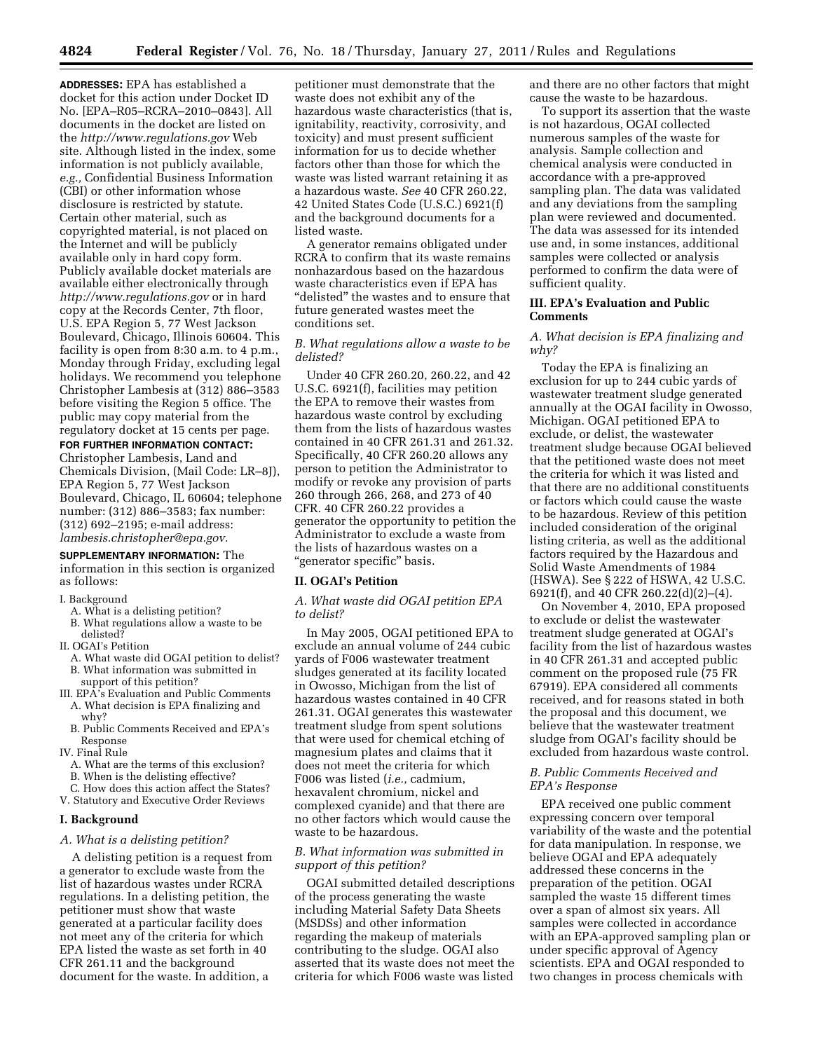**ADDRESSES:** EPA has established a docket for this action under Docket ID No. [EPA–R05–RCRA–2010–0843]. All documents in the docket are listed on the *http://www.regulations.gov* Web site. Although listed in the index, some information is not publicly available, *e.g.,* Confidential Business Information (CBI) or other information whose disclosure is restricted by statute. Certain other material, such as copyrighted material, is not placed on the Internet and will be publicly available only in hard copy form. Publicly available docket materials are available either electronically through *http://www.regulations.gov* or in hard copy at the Records Center, 7th floor, U.S. EPA Region 5, 77 West Jackson Boulevard, Chicago, Illinois 60604. This facility is open from 8:30 a.m. to 4 p.m., Monday through Friday, excluding legal holidays. We recommend you telephone Christopher Lambesis at (312) 886–3583 before visiting the Region 5 office. The public may copy material from the regulatory docket at 15 cents per page.

**FOR FURTHER INFORMATION CONTACT:** Christopher Lambesis, Land and Chemicals Division, (Mail Code: LR–8J), EPA Region 5, 77 West Jackson Boulevard, Chicago, IL 60604; telephone number: (312) 886–3583; fax number: (312) 692–2195; e-mail address: *lambesis.christopher@epa.gov.*

**SUPPLEMENTARY INFORMATION:** The information in this section is organized as follows:

- I. Background
  - A. What is a delisting petition?
  - B. What regulations allow a waste to be delisted?
- II. OGAI's Petition
  - A. What waste did OGAI petition to delist?
  - B. What information was submitted in support of this petition?
- III. EPA's Evaluation and Public Comments
  - A. What decision is EPA finalizing and why?
  - B. Public Comments Received and EPA's Response
- IV. Final Rule
  - A. What are the terms of this exclusion?
  - B. When is the delisting effective?
  - C. How does this action affect the States?
- V. Statutory and Executive Order Reviews

## I. Background

### *A. What is a delisting petition?*

A delisting petition is a request from a generator to exclude waste from the list of hazardous wastes under RCRA regulations. In a delisting petition, the petitioner must show that waste generated at a particular facility does not meet any of the criteria for which EPA listed the waste as set forth in 40 CFR 261.11 and the background document for the waste. In addition, a petitioner must demonstrate that the waste does not exhibit any of the hazardous waste characteristics (that is, ignitability, reactivity, corrosivity, and toxicity) and must present sufficient information for us to decide whether factors other than those for which the waste was listed warrant retaining it as a hazardous waste. *See* 40 CFR 260.22, 42 United States Code (U.S.C.) 6921(f) and the background documents for a listed waste.

A generator remains obligated under RCRA to confirm that its waste remains nonhazardous based on the hazardous waste characteristics even if EPA has "delisted" the wastes and to ensure that future generated wastes meet the conditions set.

### *B. What regulations allow a waste to be delisted?*

Under 40 CFR 260.20, 260.22, and 42 U.S.C. 6921(f), facilities may petition the EPA to remove their wastes from hazardous waste control by excluding them from the lists of hazardous wastes contained in 40 CFR 261.31 and 261.32. Specifically, 40 CFR 260.20 allows any person to petition the Administrator to modify or revoke any provision of parts 260 through 266, 268, and 273 of 40 CFR. 40 CFR 260.22 provides a generator the opportunity to petition the Administrator to exclude a waste from the lists of hazardous wastes on a "generator specific" basis.

## II. OGAI's Petition

### *A. What waste did OGAI petition EPA to delist?*

In May 2005, OGAI petitioned EPA to exclude an annual volume of 244 cubic yards of F006 wastewater treatment sludges generated at its facility located in Owosso, Michigan from the list of hazardous wastes contained in 40 CFR 261.31. OGAI generates this wastewater treatment sludge from spent solutions that were used for chemical etching of magnesium plates and claims that it does not meet the criteria for which F006 was listed (*i.e.,* cadmium, hexavalent chromium, nickel and complexed cyanide) and that there are no other factors which would cause the waste to be hazardous.

### *B. What information was submitted in support of this petition?*

OGAI submitted detailed descriptions of the process generating the waste including Material Safety Data Sheets (MSDSs) and other information regarding the makeup of materials contributing to the sludge. OGAI also asserted that its waste does not meet the criteria for which F006 waste was listed and there are no other factors that might cause the waste to be hazardous.

To support its assertion that the waste is not hazardous, OGAI collected numerous samples of the waste for analysis. Sample collection and chemical analysis were conducted in accordance with a pre-approved sampling plan. The data was validated and any deviations from the sampling plan were reviewed and documented. The data was assessed for its intended use and, in some instances, additional samples were collected or analysis performed to confirm the data were of sufficient quality.

## III. EPA's Evaluation and Public Comments

### *A. What decision is EPA finalizing and why?*

Today the EPA is finalizing an exclusion for up to 244 cubic yards of wastewater treatment sludge generated annually at the OGAI facility in Owosso, Michigan. OGAI petitioned EPA to exclude, or delist, the wastewater treatment sludge because OGAI believed that the petitioned waste does not meet the criteria for which it was listed and that there are no additional constituents or factors which could cause the waste to be hazardous. Review of this petition included consideration of the original listing criteria, as well as the additional factors required by the Hazardous and Solid Waste Amendments of 1984 (HSWA). See § 222 of HSWA, 42 U.S.C. 6921(f), and 40 CFR 260.22(d)(2)–(4).

On November 4, 2010, EPA proposed to exclude or delist the wastewater treatment sludge generated at OGAI's facility from the list of hazardous wastes in 40 CFR 261.31 and accepted public comment on the proposed rule (75 FR 67919). EPA considered all comments received, and for reasons stated in both the proposal and this document, we believe that the wastewater treatment sludge from OGAI's facility should be excluded from hazardous waste control.

### *B. Public Comments Received and EPA's Response*

EPA received one public comment expressing concern over temporal variability of the waste and the potential for data manipulation. In response, we believe OGAI and EPA adequately addressed these concerns in the preparation of the petition. OGAI sampled the waste 15 different times over a span of almost six years. All samples were collected in accordance with an EPA-approved sampling plan or under specific approval of Agency scientists. EPA and OGAI responded to two changes in process chemicals with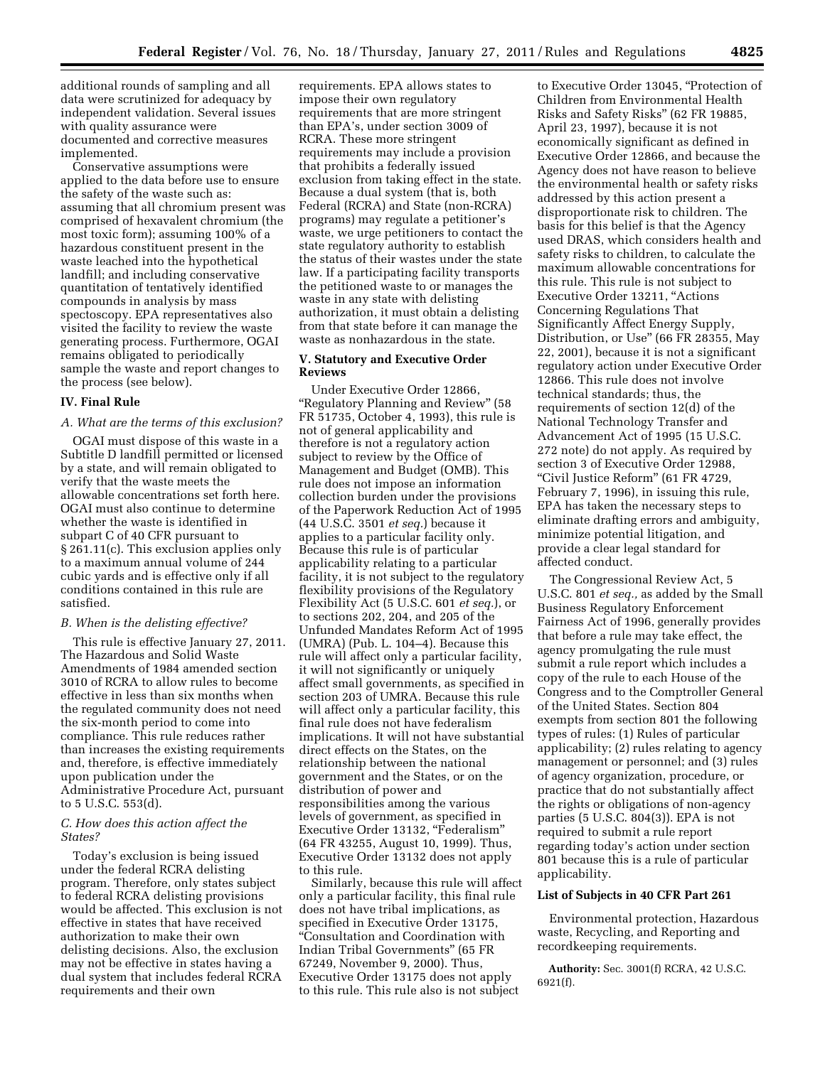additional rounds of sampling and all data were scrutinized for adequacy by independent validation. Several issues with quality assurance were documented and corrective measures implemented.

Conservative assumptions were applied to the data before use to ensure the safety of the waste such as: assuming that all chromium present was comprised of hexavalent chromium (the most toxic form); assuming 100% of a hazardous constituent present in the waste leached into the hypothetical landfill; and including conservative quantitation of tentatively identified compounds in analysis by mass spectoscopy. EPA representatives also visited the facility to review the waste generating process. Furthermore, OGAI remains obligated to periodically sample the waste and report changes to the process (see below).

## IV. Final Rule

### *A. What are the terms of this exclusion?*

OGAI must dispose of this waste in a Subtitle D landfill permitted or licensed by a state, and will remain obligated to verify that the waste meets the allowable concentrations set forth here. OGAI must also continue to determine whether the waste is identified in subpart C of 40 CFR pursuant to § 261.11(c). This exclusion applies only to a maximum annual volume of 244 cubic yards and is effective only if all conditions contained in this rule are satisfied.

### *B. When is the delisting effective?*

This rule is effective January 27, 2011. The Hazardous and Solid Waste Amendments of 1984 amended section 3010 of RCRA to allow rules to become effective in less than six months when the regulated community does not need the six-month period to come into compliance. This rule reduces rather than increases the existing requirements and, therefore, is effective immediately upon publication under the Administrative Procedure Act, pursuant to 5 U.S.C. 553(d).

### *C. How does this action affect the States?*

Today's exclusion is being issued under the federal RCRA delisting program. Therefore, only states subject to federal RCRA delisting provisions would be affected. This exclusion is not effective in states that have received authorization to make their own delisting decisions. Also, the exclusion may not be effective in states having a dual system that includes federal RCRA requirements and their own requirements. EPA allows states to impose their own regulatory requirements that are more stringent than EPA's, under section 3009 of RCRA. These more stringent requirements may include a provision that prohibits a federally issued exclusion from taking effect in the state. Because a dual system (that is, both Federal (RCRA) and State (non-RCRA) programs) may regulate a petitioner's waste, we urge petitioners to contact the state regulatory authority to establish the status of their wastes under the state law. If a participating facility transports the petitioned waste to or manages the waste in any state with delisting authorization, it must obtain a delisting from that state before it can manage the waste as nonhazardous in the state.

## V. Statutory and Executive Order Reviews

Under Executive Order 12866, "Regulatory Planning and Review" (58 FR 51735, October 4, 1993), this rule is not of general applicability and therefore is not a regulatory action subject to review by the Office of Management and Budget (OMB). This rule does not impose an information collection burden under the provisions of the Paperwork Reduction Act of 1995 (44 U.S.C. 3501 *et seq.*) because it applies to a particular facility only. Because this rule is of particular applicability relating to a particular facility, it is not subject to the regulatory flexibility provisions of the Regulatory Flexibility Act (5 U.S.C. 601 *et seq.*), or to sections 202, 204, and 205 of the Unfunded Mandates Reform Act of 1995 (UMRA) (Pub. L. 104–4). Because this rule will affect only a particular facility, it will not significantly or uniquely affect small governments, as specified in section 203 of UMRA. Because this rule will affect only a particular facility, this final rule does not have federalism implications. It will not have substantial direct effects on the States, on the relationship between the national government and the States, or on the distribution of power and responsibilities among the various levels of government, as specified in Executive Order 13132, "Federalism" (64 FR 43255, August 10, 1999). Thus, Executive Order 13132 does not apply to this rule.

Similarly, because this rule will affect only a particular facility, this final rule does not have tribal implications, as specified in Executive Order 13175, "Consultation and Coordination with Indian Tribal Governments" (65 FR 67249, November 9, 2000). Thus, Executive Order 13175 does not apply to this rule. This rule also is not subject to Executive Order 13045, "Protection of Children from Environmental Health Risks and Safety Risks" (62 FR 19885, April 23, 1997), because it is not economically significant as defined in Executive Order 12866, and because the Agency does not have reason to believe the environmental health or safety risks addressed by this action present a disproportionate risk to children. The basis for this belief is that the Agency used DRAS, which considers health and safety risks to children, to calculate the maximum allowable concentrations for this rule. This rule is not subject to Executive Order 13211, "Actions Concerning Regulations That Significantly Affect Energy Supply, Distribution, or Use" (66 FR 28355, May 22, 2001), because it is not a significant regulatory action under Executive Order 12866. This rule does not involve technical standards; thus, the requirements of section 12(d) of the National Technology Transfer and Advancement Act of 1995 (15 U.S.C. 272 note) do not apply. As required by section 3 of Executive Order 12988, "Civil Justice Reform" (61 FR 4729, February 7, 1996), in issuing this rule, EPA has taken the necessary steps to eliminate drafting errors and ambiguity, minimize potential litigation, and provide a clear legal standard for affected conduct.

The Congressional Review Act, 5 U.S.C. 801 *et seq.,* as added by the Small Business Regulatory Enforcement Fairness Act of 1996, generally provides that before a rule may take effect, the agency promulgating the rule must submit a rule report which includes a copy of the rule to each House of the Congress and to the Comptroller General of the United States. Section 804 exempts from section 801 the following types of rules: (1) Rules of particular applicability; (2) rules relating to agency management or personnel; and (3) rules of agency organization, procedure, or practice that do not substantially affect the rights or obligations of non-agency parties (5 U.S.C. 804(3)). EPA is not required to submit a rule report regarding today's action under section 801 because this is a rule of particular applicability.

### List of Subjects in 40 CFR Part 261

Environmental protection, Hazardous waste, Recycling, and Reporting and recordkeeping requirements.

**Authority:** Sec. 3001(f) RCRA, 42 U.S.C. 6921(f).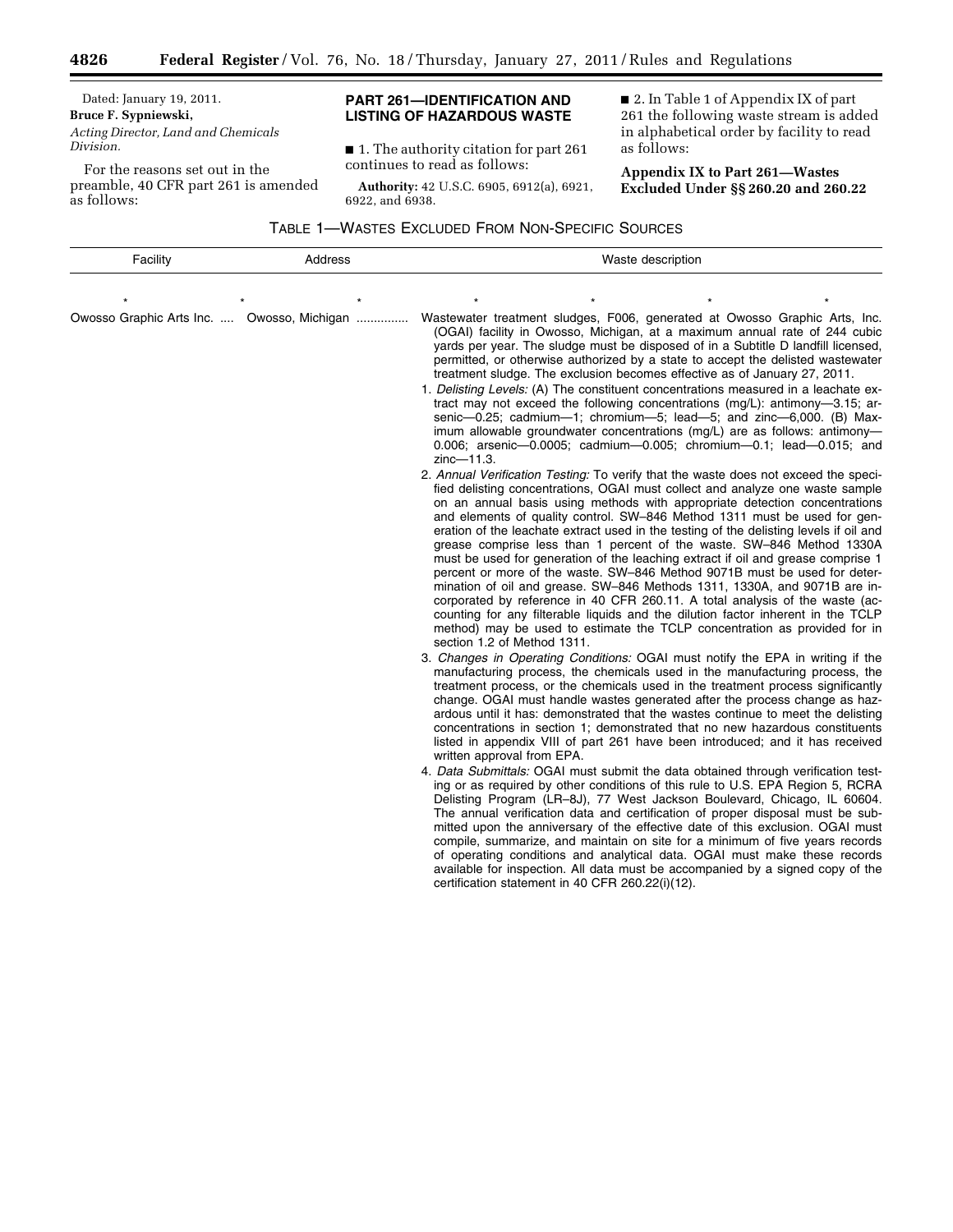Dated: January 19, 2011.

**Bruce F. Sypniewski,**

*Acting Director, Land and Chemicals Division.*

For the reasons set out in the preamble, 40 CFR part 261 is amended as follows:

## PART 261—IDENTIFICATION AND LISTING OF HAZARDOUS WASTE

■ 1. The authority citation for part 261 continues to read as follows:

**Authority:** 42 U.S.C. 6905, 6912(a), 6921, 6922, and 6938.

■ 2. In Table 1 of Appendix IX of part 261 the following waste stream is added in alphabetical order by facility to read as follows:

### Appendix IX to Part 261—Wastes Excluded Under §§ 260.20 and 260.22

TABLE 1—WASTES EXCLUDED FROM NON-SPECIFIC SOURCES

| Facility | Address | Waste description |
|---|---|---|
| * * * | * | * * * |
| Owosso Graphic Arts Inc. .... | Owosso, Michigan .............. | Wastewater treatment sludges, F006, generated at Owosso Graphic Arts, Inc. (OGAI) facility in Owosso, Michigan, at a maximum annual rate of 244 cubic yards per year. The sludge must be disposed of in a Subtitle D landfill licensed, permitted, or otherwise authorized by a state to accept the delisted wastewater treatment sludge. The exclusion becomes effective as of January 27, 2011.<br>1. *Delisting Levels:* (A) The constituent concentrations measured in a leachate extract may not exceed the following concentrations (mg/L): antimony—3.15; arsenic—0.25; cadmium—1; chromium—5; lead—5; and zinc—6,000. (B) Maximum allowable groundwater concentrations (mg/L) are as follows: antimony—0.006; arsenic—0.0005; cadmium—0.005; chromium—0.1; lead—0.015; and zinc—11.3.<br>2. *Annual Verification Testing:* To verify that the waste does not exceed the specified delisting concentrations, OGAI must collect and analyze one waste sample on an annual basis using methods with appropriate detection concentrations and elements of quality control. SW–846 Method 1311 must be used for generation of the leachate extract used in the testing of the delisting levels if oil and grease comprise less than 1 percent of the waste. SW–846 Method 1330A must be used for generation of the leaching extract if oil and grease comprise 1 percent or more of the waste. SW–846 Method 9071B must be used for determination of oil and grease. SW–846 Methods 1311, 1330A, and 9071B are incorporated by reference in 40 CFR 260.11. A total analysis of the waste (accounting for any filterable liquids and the dilution factor inherent in the TCLP method) may be used to estimate the TCLP concentration as provided for in section 1.2 of Method 1311.<br>3. *Changes in Operating Conditions:* OGAI must notify the EPA in writing if the manufacturing process, the chemicals used in the manufacturing process, the treatment process, or the chemicals used in the treatment process significantly change. OGAI must handle wastes generated after the process change as hazardous until it has: demonstrated that the wastes continue to meet the delisting concentrations in section 1; demonstrated that no new hazardous constituents listed in appendix VIII of part 261 have been introduced; and it has received written approval from EPA.<br>4. *Data Submittals:* OGAI must submit the data obtained through verification testing or as required by other conditions of this rule to U.S. EPA Region 5, RCRA Delisting Program (LR–8J), 77 West Jackson Boulevard, Chicago, IL 60604. The annual verification data and certification of proper disposal must be submitted upon the anniversary of the effective date of this exclusion. OGAI must compile, summarize, and maintain on site for a minimum of five years records of operating conditions and analytical data. OGAI must make these records available for inspection. All data must be accompanied by a signed copy of the certification statement in 40 CFR 260.22(i)(12). |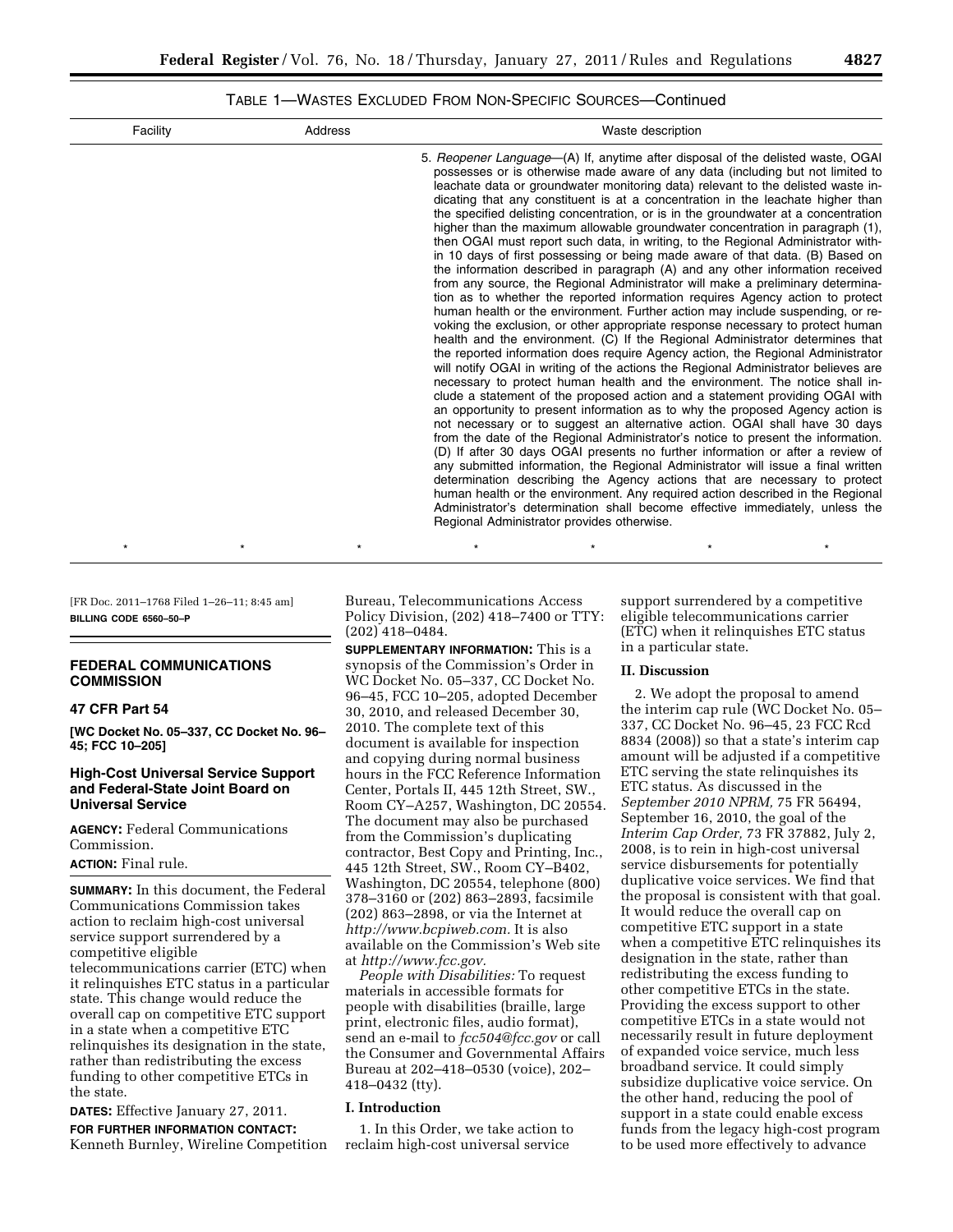TABLE 1—WASTES EXCLUDED FROM NON-SPECIFIC SOURCES—Continued

| Facility | Address | Waste description |
| --- | --- | --- |
| | | 5. *Reopener Language*—(A) If, anytime after disposal of the delisted waste, OGAI possesses or is otherwise made aware of any data (including but not limited to leachate data or groundwater monitoring data) relevant to the delisted waste indicating that any constituent is at a concentration in the leachate higher than the specified delisting concentration, or is in the groundwater at a concentration higher than the maximum allowable groundwater concentration in paragraph (1), then OGAI must report such data, in writing, to the Regional Administrator within 10 days of first possessing or being made aware of that data. (B) Based on the information described in paragraph (A) and any other information received from any source, the Regional Administrator will make a preliminary determination as to whether the reported information requires Agency action to protect human health or the environment. Further action may include suspending, or revoking the exclusion, or other appropriate response necessary to protect human health and the environment. (C) If the Regional Administrator determines that the reported information does require Agency action, the Regional Administrator will notify OGAI in writing of the actions the Regional Administrator believes are necessary to protect human health and the environment. The notice shall include a statement of the proposed action and a statement providing OGAI with an opportunity to present information as to why the proposed Agency action is not necessary or to suggest an alternative action. OGAI shall have 30 days from the date of the Regional Administrator's notice to present the information. (D) If after 30 days OGAI presents no further information or after a review of any submitted information, the Regional Administrator will issue a final written determination describing the Agency actions that are necessary to protect human health or the environment. Any required action described in the Regional Administrator's determination shall become effective immediately, unless the Regional Administrator provides otherwise. |

\* \* \* \* \* \* \*

[FR Doc. 2011–1768 Filed 1–26–11; 8:45 am]

**BILLING CODE 6560–50–P**

## FEDERAL COMMUNICATIONS COMMISSION

### 47 CFR Part 54

**[WC Docket No. 05–337, CC Docket No. 96–45; FCC 10–205]**

### High-Cost Universal Service Support and Federal-State Joint Board on Universal Service

**AGENCY:** Federal Communications Commission.

**ACTION:** Final rule.

**SUMMARY:** In this document, the Federal Communications Commission takes action to reclaim high-cost universal service support surrendered by a competitive eligible telecommunications carrier (ETC) when it relinquishes ETC status in a particular state. This change would reduce the overall cap on competitive ETC support in a state when a competitive ETC relinquishes its designation in the state, rather than redistributing the excess funding to other competitive ETCs in the state.

**DATES:** Effective January 27, 2011.

**FOR FURTHER INFORMATION CONTACT:** Kenneth Burnley, Wireline Competition Bureau, Telecommunications Access Policy Division, (202) 418–7400 or TTY: (202) 418–0484.

**SUPPLEMENTARY INFORMATION:** This is a synopsis of the Commission's Order in WC Docket No. 05–337, CC Docket No. 96–45, FCC 10–205, adopted December 30, 2010, and released December 30, 2010. The complete text of this document is available for inspection and copying during normal business hours in the FCC Reference Information Center, Portals II, 445 12th Street, SW., Room CY–A257, Washington, DC 20554. The document may also be purchased from the Commission's duplicating contractor, Best Copy and Printing, Inc., 445 12th Street, SW., Room CY–B402, Washington, DC 20554, telephone (800) 378–3160 or (202) 863–2893, facsimile (202) 863–2898, or via the Internet at *http://www.bcpiweb.com.* It is also available on the Commission's Web site at *http://www.fcc.gov.*

*People with Disabilities:* To request materials in accessible formats for people with disabilities (braille, large print, electronic files, audio format), send an e-mail to *fcc504@fcc.gov* or call the Consumer and Governmental Affairs Bureau at 202–418–0530 (voice), 202–418–0432 (tty).

#### I. Introduction

1. In this Order, we take action to reclaim high-cost universal service support surrendered by a competitive eligible telecommunications carrier (ETC) when it relinquishes ETC status in a particular state.

#### II. Discussion

2. We adopt the proposal to amend the interim cap rule (WC Docket No. 05–337, CC Docket No. 96–45, 23 FCC Rcd 8834 (2008)) so that a state's interim cap amount will be adjusted if a competitive ETC serving the state relinquishes its ETC status. As discussed in the *September 2010 NPRM,* 75 FR 56494, September 16, 2010, the goal of the *Interim Cap Order,* 73 FR 37882, July 2, 2008, is to rein in high-cost universal service disbursements for potentially duplicative voice services. We find that the proposal is consistent with that goal. It would reduce the overall cap on competitive ETC support in a state when a competitive ETC relinquishes its designation in the state, rather than redistributing the excess funding to other competitive ETCs in the state. Providing the excess support to other competitive ETCs in a state would not necessarily result in future deployment of expanded voice service, much less broadband service. It could simply subsidize duplicative voice service. On the other hand, reducing the pool of support in a state could enable excess funds from the legacy high-cost program to be used more effectively to advance